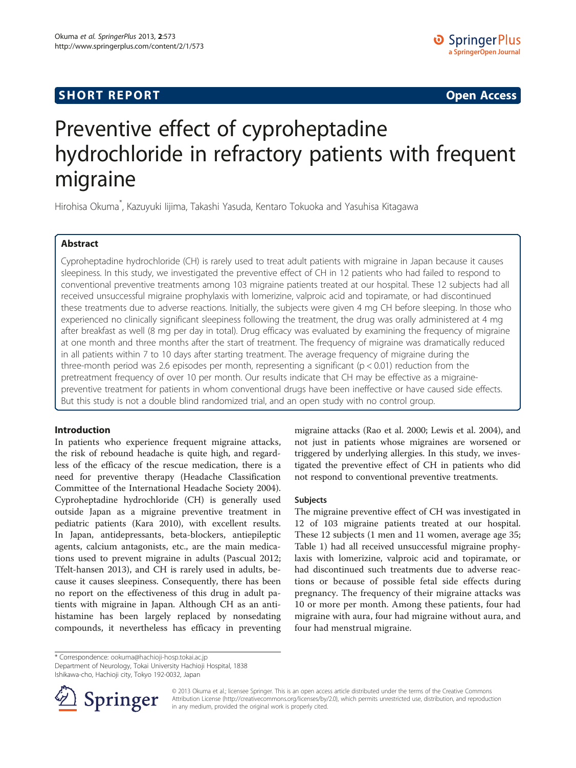**SHORT REPORT** **Open Access**

# Preventive effect of cyproheptadine hydrochloride in refractory patients with frequent migraine

Hirohisa Okuma[*], Kazuyuki Iijima, Takashi Yasuda, Kentaro Tokuoka and Yasuhisa Kitagawa

## Abstract

Cyproheptadine hydrochloride (CH) is rarely used to treat adult patients with migraine in Japan because it causes sleepiness. In this study, we investigated the preventive effect of CH in 12 patients who had failed to respond to conventional preventive treatments among 103 migraine patients treated at our hospital. These 12 subjects had all received unsuccessful migraine prophylaxis with lomerizine, valproic acid and topiramate, or had discontinued these treatments due to adverse reactions. Initially, the subjects were given 4 mg CH before sleeping. In those who experienced no clinically significant sleepiness following the treatment, the drug was orally administered at 4 mg after breakfast as well (8 mg per day in total). Drug efficacy was evaluated by examining the frequency of migraine at one month and three months after the start of treatment. The frequency of migraine was dramatically reduced in all patients within 7 to 10 days after starting treatment. The average frequency of migraine during the three-month period was 2.6 episodes per month, representing a significant ($p < 0.01$) reduction from the pretreatment frequency of over 10 per month. Our results indicate that CH may be effective as a migraine-preventive treatment for patients in whom conventional drugs have been ineffective or have caused side effects. But this study is not a double blind randomized trial, and an open study with no control group.

## Introduction

In patients who experience frequent migraine attacks, the risk of rebound headache is quite high, and regardless of the efficacy of the rescue medication, there is a need for preventive therapy (Headache Classification Committee of the International Headache Society 2004). Cyproheptadine hydrochloride (CH) is generally used outside Japan as a migraine preventive treatment in pediatric patients (Kara 2010), with excellent results. In Japan, antidepressants, beta-blockers, antiepileptic agents, calcium antagonists, etc., are the main medications used to prevent migraine in adults (Pascual 2012; Tfelt-hansen 2013), and CH is rarely used in adults, because it causes sleepiness. Consequently, there has been no report on the effectiveness of this drug in adult patients with migraine in Japan. Although CH as an antihistamine has been largely replaced by nonsedating compounds, it nevertheless has efficacy in preventing migraine attacks (Rao et al. 2000; Lewis et al. 2004), and not just in patients whose migraines are worsened or triggered by underlying allergies. In this study, we investigated the preventive effect of CH in patients who did not respond to conventional preventive treatments.

## Subjects

The migraine preventive effect of CH was investigated in 12 of 103 migraine patients treated at our hospital. These 12 subjects (1 men and 11 women, average age 35; Table 1) had all received unsuccessful migraine prophylaxis with lomerizine, valproic acid and topiramate, or had discontinued such treatments due to adverse reactions or because of possible fetal side effects during pregnancy. The frequency of their migraine attacks was 10 or more per month. Among these patients, four had migraine with aura, four had migraine without aura, and four had menstrual migraine.

\* Correspondence: ookuma@hachioji-hosp.tokai.ac.jp
Department of Neurology, Tokai University Hachioji Hospital, 1838 Ishikawa-cho, Hachioji city, Tokyo 192-0032, Japan

© 2013 Okuma et al.; licensee Springer. This is an open access article distributed under the terms of the Creative Commons Attribution License (http://creativecommons.org/licenses/by/2.0), which permits unrestricted use, distribution, and reproduction in any medium, provided the original work is properly cited.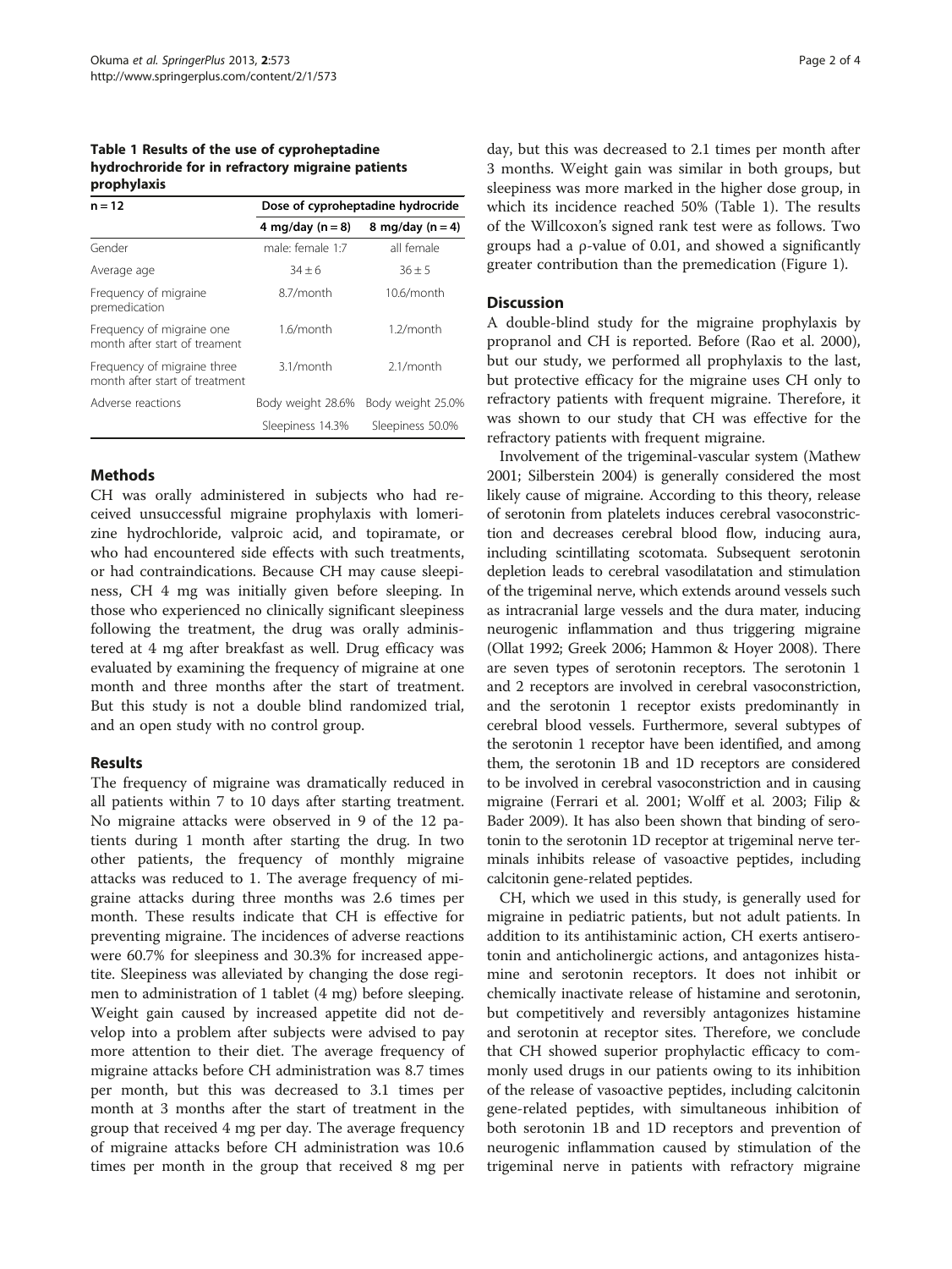**Table 1 Results of the use of cyproheptadine hydrochroride for in refractory migraine patients prophylaxis**

| n = 12 | Dose of cyproheptadine hydrocride | |
|---|---|---|
| | 4 mg/day (n = 8) | 8 mg/day (n = 4) |
| Gender | male: female 1:7 | all female |
| Average age | 34 ± 6 | 36 ± 5 |
| Frequency of migraine premedication | 8.7/month | 10.6/month |
| Frequency of migraine one month after start of treament | 1.6/month | 1.2/month |
| Frequency of migraine three month after start of treatment | 3.1/month | 2.1/month |
| Adverse reactions | Body weight 28.6% | Body weight 25.0% |
| | Sleepiness 14.3% | Sleepiness 50.0% |

## Methods

CH was orally administered in subjects who had received unsuccessful migraine prophylaxis with lomerizine hydrochloride, valproic acid, and topiramate, or who had encountered side effects with such treatments, or had contraindications. Because CH may cause sleepiness, CH 4 mg was initially given before sleeping. In those who experienced no clinically significant sleepiness following the treatment, the drug was orally administered at 4 mg after breakfast as well. Drug efficacy was evaluated by examining the frequency of migraine at one month and three months after the start of treatment. But this study is not a double blind randomized trial, and an open study with no control group.

## Results

The frequency of migraine was dramatically reduced in all patients within 7 to 10 days after starting treatment. No migraine attacks were observed in 9 of the 12 patients during 1 month after starting the drug. In two other patients, the frequency of monthly migraine attacks was reduced to 1. The average frequency of migraine attacks during three months was 2.6 times per month. These results indicate that CH is effective for preventing migraine. The incidences of adverse reactions were 60.7% for sleepiness and 30.3% for increased appetite. Sleepiness was alleviated by changing the dose regimen to administration of 1 tablet (4 mg) before sleeping. Weight gain caused by increased appetite did not develop into a problem after subjects were advised to pay more attention to their diet. The average frequency of migraine attacks before CH administration was 8.7 times per month, but this was decreased to 3.1 times per month at 3 months after the start of treatment in the group that received 4 mg per day. The average frequency of migraine attacks before CH administration was 10.6 times per month in the group that received 8 mg per day, but this was decreased to 2.1 times per month after 3 months. Weight gain was similar in both groups, but sleepiness was more marked in the higher dose group, in which its incidence reached 50% (Table 1). The results of the Willcoxon's signed rank test were as follows. Two groups had a ρ-value of 0.01, and showed a significantly greater contribution than the premedication (Figure 1).

## Discussion

A double-blind study for the migraine prophylaxis by propranol and CH is reported. Before (Rao et al. 2000), but our study, we performed all prophylaxis to the last, but protective efficacy for the migraine uses CH only to refractory patients with frequent migraine. Therefore, it was shown to our study that CH was effective for the refractory patients with frequent migraine.

Involvement of the trigeminal-vascular system (Mathew 2001; Silberstein 2004) is generally considered the most likely cause of migraine. According to this theory, release of serotonin from platelets induces cerebral vasoconstriction and decreases cerebral blood flow, inducing aura, including scintillating scotomata. Subsequent serotonin depletion leads to cerebral vasodilatation and stimulation of the trigeminal nerve, which extends around vessels such as intracranial large vessels and the dura mater, inducing neurogenic inflammation and thus triggering migraine (Ollat 1992; Greek 2006; Hammon & Hoyer 2008). There are seven types of serotonin receptors. The serotonin 1 and 2 receptors are involved in cerebral vasoconstriction, and the serotonin 1 receptor exists predominantly in cerebral blood vessels. Furthermore, several subtypes of the serotonin 1 receptor have been identified, and among them, the serotonin 1B and 1D receptors are considered to be involved in cerebral vasoconstriction and in causing migraine (Ferrari et al. 2001; Wolff et al. 2003; Filip & Bader 2009). It has also been shown that binding of serotonin to the serotonin 1D receptor at trigeminal nerve terminals inhibits release of vasoactive peptides, including calcitonin gene-related peptides.

CH, which we used in this study, is generally used for migraine in pediatric patients, but not adult patients. In addition to its antihistaminic action, CH exerts antiserotonin and anticholinergic actions, and antagonizes histamine and serotonin receptors. It does not inhibit or chemically inactivate release of histamine and serotonin, but competitively and reversibly antagonizes histamine and serotonin at receptor sites. Therefore, we conclude that CH showed superior prophylactic efficacy to commonly used drugs in our patients owing to its inhibition of the release of vasoactive peptides, including calcitonin gene-related peptides, with simultaneous inhibition of both serotonin 1B and 1D receptors and prevention of neurogenic inflammation caused by stimulation of the trigeminal nerve in patients with refractory migraine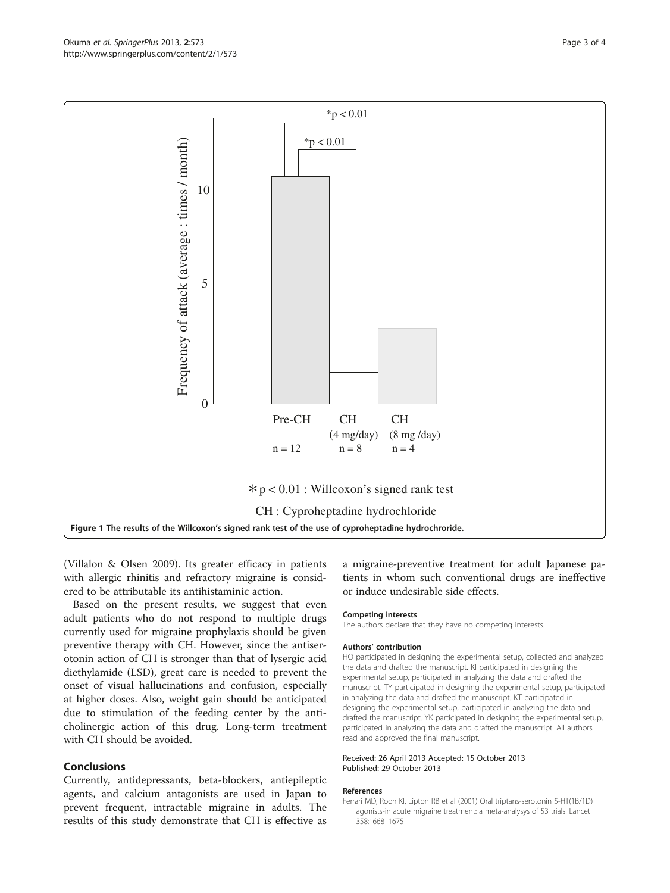Figure 1 The results of the Willcoxon's signed rank test of the use of cyproheptadine hydrochroride.

(Villalon & Olsen 2009). Its greater efficacy in patients with allergic rhinitis and refractory migraine is considered to be attributable its antihistaminic action.

Based on the present results, we suggest that even adult patients who do not respond to multiple drugs currently used for migraine prophylaxis should be given preventive therapy with CH. However, since the antiserotonin action of CH is stronger than that of lysergic acid diethylamide (LSD), great care is needed to prevent the onset of visual hallucinations and confusion, especially at higher doses. Also, weight gain should be anticipated due to stimulation of the feeding center by the anticholinergic action of this drug. Long-term treatment with CH should be avoided.

## Conclusions

Currently, antidepressants, beta-blockers, antiepileptic agents, and calcium antagonists are used in Japan to prevent frequent, intractable migraine in adults. The results of this study demonstrate that CH is effective as a migraine-preventive treatment for adult Japanese patients in whom such conventional drugs are ineffective or induce undesirable side effects.

#### Competing interests

The authors declare that they have no competing interests.

#### Authors' contribution

HO participated in designing the experimental setup, collected and analyzed the data and drafted the manuscript. KI participated in designing the experimental setup, participated in analyzing the data and drafted the manuscript. TY participated in designing the experimental setup, participated in analyzing the data and drafted the manuscript. KT participated in designing the experimental setup, participated in analyzing the data and drafted the manuscript. YK participated in designing the experimental setup, participated in analyzing the data and drafted the manuscript. All authors read and approved the final manuscript.

Received: 26 April 2013 Accepted: 15 October 2013
Published: 29 October 2013

#### References

Ferrari MD, Roon KI, Lipton RB et al (2001) Oral triptans-serotonin 5-HT(1B/1D) agonists-in acute migraine treatment: a meta-analysys of 53 trials. Lancet 358:1668–1675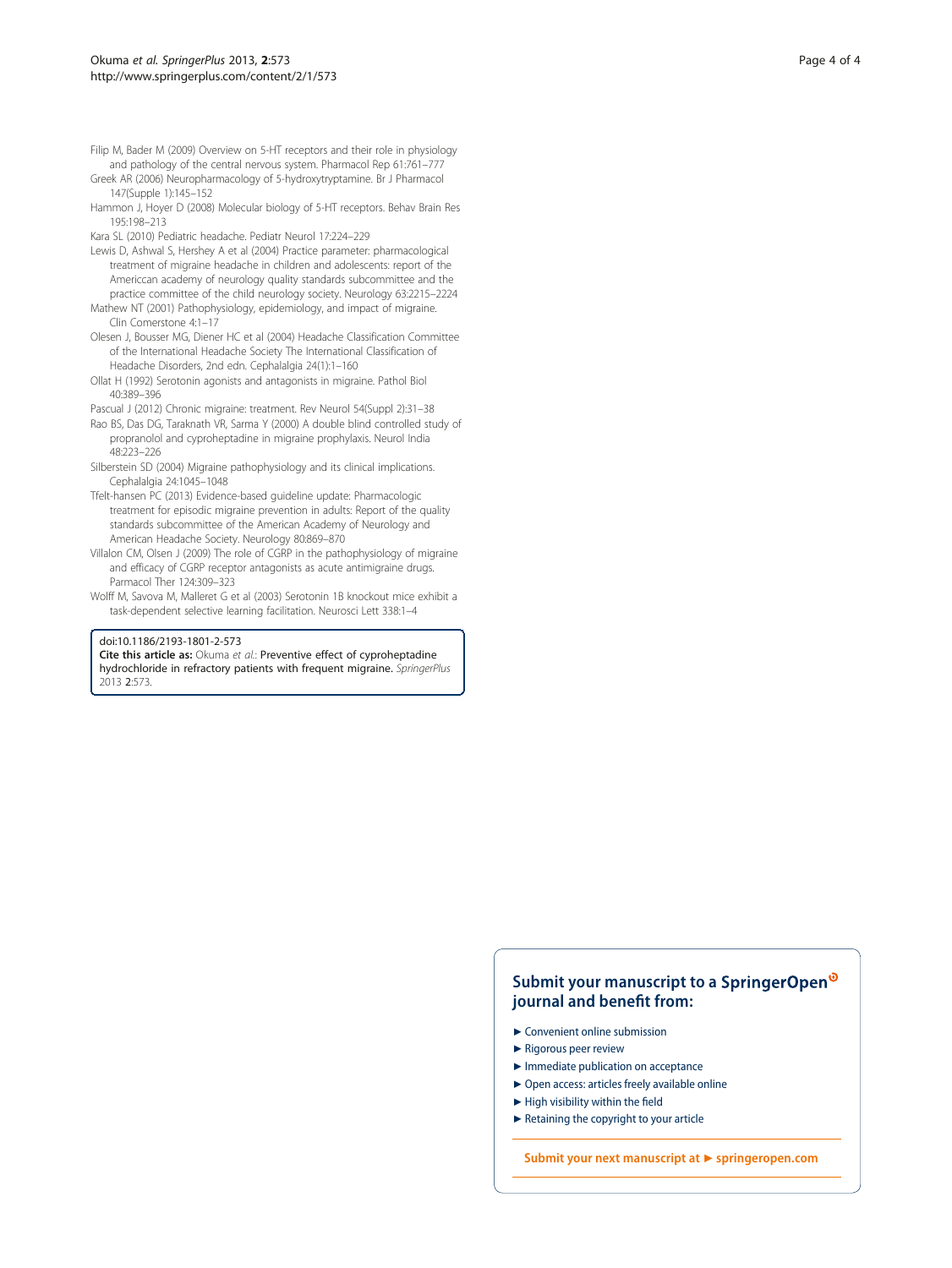Filip M, Bader M (2009) Overview on 5-HT receptors and their role in physiology and pathology of the central nervous system. Pharmacol Rep 61:761–777

Greek AR (2006) Neuropharmacology of 5-hydroxytryptamine. Br J Pharmacol 147(Supple 1):145–152

Hammon J, Hoyer D (2008) Molecular biology of 5-HT receptors. Behav Brain Res 195:198–213

Kara SL (2010) Pediatric headache. Pediatr Neurol 17:224–229

Lewis D, Ashwal S, Hershey A et al (2004) Practice parameter: pharmacological treatment of migraine headache in children and adolescents: report of the Americcan academy of neurology quality standards subcommittee and the practice committee of the child neurology society. Neurology 63:2215–2224

Mathew NT (2001) Pathophysiology, epidemiology, and impact of migraine. Clin Comerstone 4:1–17

Olesen J, Bousser MG, Diener HC et al (2004) Headache Classification Committee of the International Headache Society The International Classification of Headache Disorders, 2nd edn. Cephalalgia 24(1):1–160

Ollat H (1992) Serotonin agonists and antagonists in migraine. Pathol Biol 40:389–396

Pascual J (2012) Chronic migraine: treatment. Rev Neurol 54(Suppl 2):31–38

Rao BS, Das DG, Taraknath VR, Sarma Y (2000) A double blind controlled study of propranolol and cyproheptadine in migraine prophylaxis. Neurol India 48:223–226

Silberstein SD (2004) Migraine pathophysiology and its clinical implications. Cephalalgia 24:1045–1048

Tfelt-hansen PC (2013) Evidence-based guideline update: Pharmacologic treatment for episodic migraine prevention in adults: Report of the quality standards subcommittee of the American Academy of Neurology and American Headache Society. Neurology 80:869–870

Villalon CM, Olsen J (2009) The role of CGRP in the pathophysiology of migraine and efficacy of CGRP receptor antagonists as acute antimigraine drugs. Parmacol Ther 124:309–323

Wolff M, Savova M, Malleret G et al (2003) Serotonin 1B knockout mice exhibit a task-dependent selective learning facilitation. Neurosci Lett 338:1–4

doi:10.1186/2193-1801-2-573

**Cite this article as:** Okuma *et al.*: Preventive effect of cyproheptadine hydrochloride in refractory patients with frequent migraine. *SpringerPlus* 2013 **2**:573.

**Submit your manuscript to a SpringerOpen journal and benefit from:**

- ► Convenient online submission
- ► Rigorous peer review
- ► Immediate publication on acceptance
- ► Open access: articles freely available online
- ► High visibility within the field
- ► Retaining the copyright to your article

**Submit your next manuscript at ► springeropen.com**